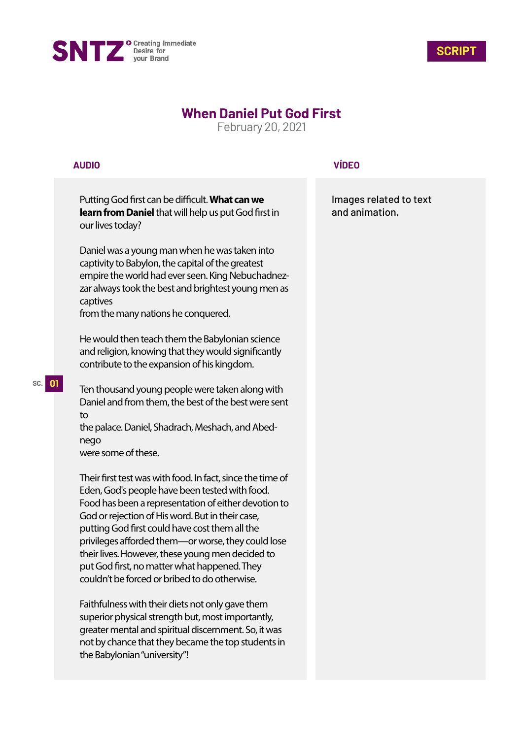SNTZ Creating Immediate Desire for your Brand

**SCRIPT**

# When Daniel Put God First

February 20, 2021

| AUDIO | VÍDEO |
| --- | --- |
| Putting God first can be difficult. **What can we learn from Daniel** that will help us put God first in our lives today?<br><br>Daniel was a young man when he was taken into captivity to Babylon, the capital of the greatest empire the world had ever seen. King Nebuchadnezzar always took the best and brightest young men as captives from the many nations he conquered.<br><br>He would then teach them the Babylonian science and religion, knowing that they would significantly contribute to the expansion of his kingdom.<br><br>**SC. 01**<br><br>Ten thousand young people were taken along with Daniel and from them, the best of the best were sent to the palace. Daniel, Shadrach, Meshach, and Abed-nego were some of these.<br><br>Their first test was with food. In fact, since the time of Eden, God's people have been tested with food. Food has been a representation of either devotion to God or rejection of His word. But in their case, putting God first could have cost them all the privileges afforded them—or worse, they could lose their lives. However, these young men decided to put God first, no matter what happened. They couldn't be forced or bribed to do otherwise.<br><br>Faithfulness with their diets not only gave them superior physical strength but, most importantly, greater mental and spiritual discernment. So, it was not by chance that they became the top students in the Babylonian "university"! | Images related to text and animation. |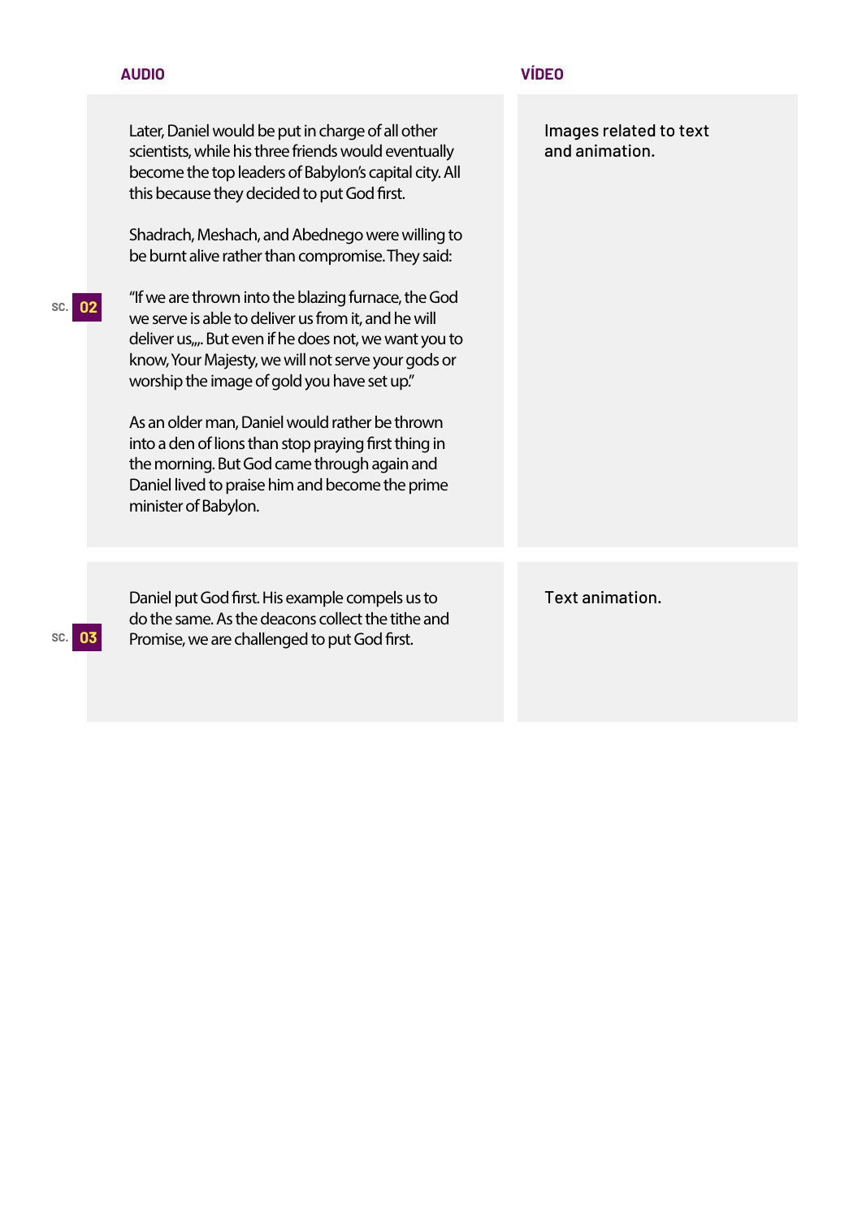| SC. | AUDIO | VÍDEO |
| --- | --- | --- |
| SC. 02 | Later, Daniel would be put in charge of all other scientists, while his three friends would eventually become the top leaders of Babylon's capital city. All this because they decided to put God first.<br><br>Shadrach, Meshach, and Abednego were willing to be burnt alive rather than compromise. They said:<br><br>"If we are thrown into the blazing furnace, the God we serve is able to deliver us from it, and he will deliver us,,,,. But even if he does not, we want you to know, Your Majesty, we will not serve your gods or worship the image of gold you have set up."<br><br>As an older man, Daniel would rather be thrown into a den of lions than stop praying first thing in the morning. But God came through again and Daniel lived to praise him and become the prime minister of Babylon. | Images related to text and animation. |
| SC. 03 | Daniel put God first. His example compels us to do the same. As the deacons collect the tithe and Promise, we are challenged to put God first. | Text animation. |